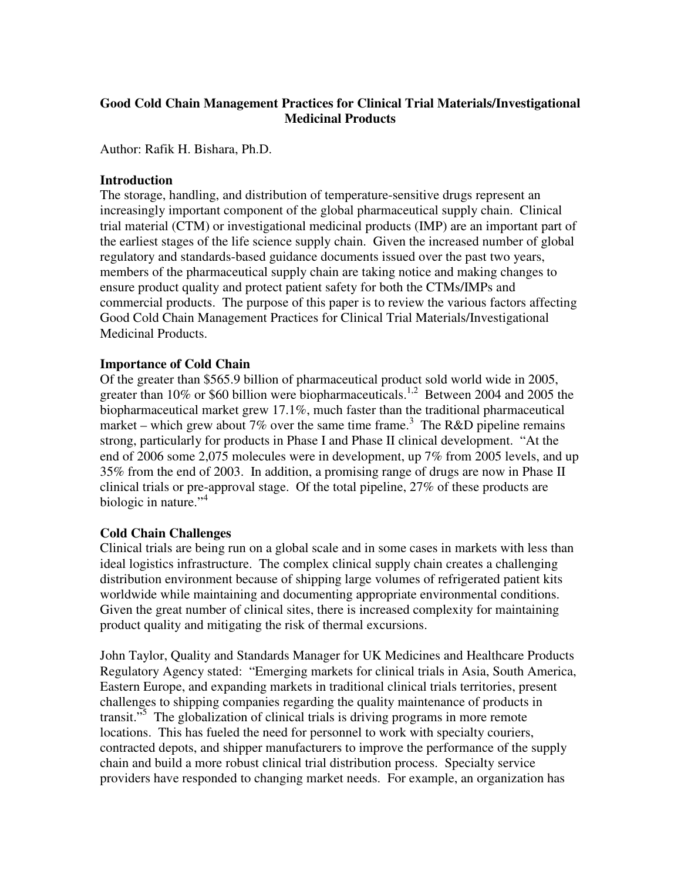# Good Cold Chain Management Practices for Clinical Trial Materials/Investigational Medicinal Products

Author: Rafik H. Bishara, Ph.D.

## Introduction

The storage, handling, and distribution of temperature-sensitive drugs represent an increasingly important component of the global pharmaceutical supply chain. Clinical trial material (CTM) or investigational medicinal products (IMP) are an important part of the earliest stages of the life science supply chain. Given the increased number of global regulatory and standards-based guidance documents issued over the past two years, members of the pharmaceutical supply chain are taking notice and making changes to ensure product quality and protect patient safety for both the CTMs/IMPs and commercial products. The purpose of this paper is to review the various factors affecting Good Cold Chain Management Practices for Clinical Trial Materials/Investigational Medicinal Products.

## Importance of Cold Chain

Of the greater than $565.9 billion of pharmaceutical product sold world wide in 2005, greater than 10% or $60 billion were biopharmaceuticals.[1,2] Between 2004 and 2005 the biopharmaceutical market grew 17.1%, much faster than the traditional pharmaceutical market – which grew about 7% over the same time frame.[3] The R&D pipeline remains strong, particularly for products in Phase I and Phase II clinical development. "At the end of 2006 some 2,075 molecules were in development, up 7% from 2005 levels, and up 35% from the end of 2003. In addition, a promising range of drugs are now in Phase II clinical trials or pre-approval stage. Of the total pipeline, 27% of these products are biologic in nature."[4]

## Cold Chain Challenges

Clinical trials are being run on a global scale and in some cases in markets with less than ideal logistics infrastructure. The complex clinical supply chain creates a challenging distribution environment because of shipping large volumes of refrigerated patient kits worldwide while maintaining and documenting appropriate environmental conditions. Given the great number of clinical sites, there is increased complexity for maintaining product quality and mitigating the risk of thermal excursions.

John Taylor, Quality and Standards Manager for UK Medicines and Healthcare Products Regulatory Agency stated: "Emerging markets for clinical trials in Asia, South America, Eastern Europe, and expanding markets in traditional clinical trials territories, present challenges to shipping companies regarding the quality maintenance of products in transit."[5] The globalization of clinical trials is driving programs in more remote locations. This has fueled the need for personnel to work with specialty couriers, contracted depots, and shipper manufacturers to improve the performance of the supply chain and build a more robust clinical trial distribution process. Specialty service providers have responded to changing market needs. For example, an organization has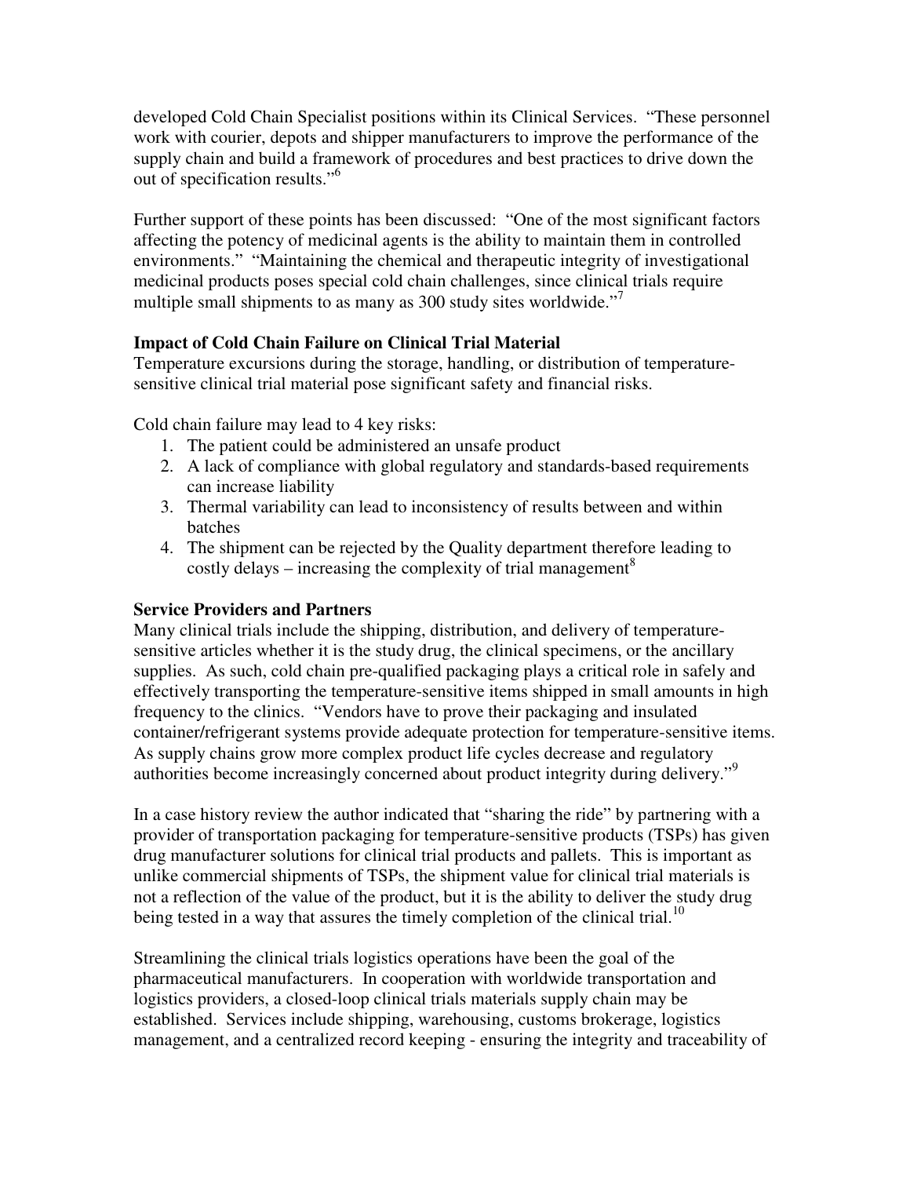developed Cold Chain Specialist positions within its Clinical Services. "These personnel work with courier, depots and shipper manufacturers to improve the performance of the supply chain and build a framework of procedures and best practices to drive down the out of specification results."[6]

Further support of these points has been discussed: "One of the most significant factors affecting the potency of medicinal agents is the ability to maintain them in controlled environments." "Maintaining the chemical and therapeutic integrity of investigational medicinal products poses special cold chain challenges, since clinical trials require multiple small shipments to as many as 300 study sites worldwide."[7]

**Impact of Cold Chain Failure on Clinical Trial Material**

Temperature excursions during the storage, handling, or distribution of temperature-sensitive clinical trial material pose significant safety and financial risks.

Cold chain failure may lead to 4 key risks:

1. The patient could be administered an unsafe product
2. A lack of compliance with global regulatory and standards-based requirements can increase liability
3. Thermal variability can lead to inconsistency of results between and within batches
4. The shipment can be rejected by the Quality department therefore leading to costly delays – increasing the complexity of trial management[8]

**Service Providers and Partners**

Many clinical trials include the shipping, distribution, and delivery of temperature-sensitive articles whether it is the study drug, the clinical specimens, or the ancillary supplies. As such, cold chain pre-qualified packaging plays a critical role in safely and effectively transporting the temperature-sensitive items shipped in small amounts in high frequency to the clinics. "Vendors have to prove their packaging and insulated container/refrigerant systems provide adequate protection for temperature-sensitive items. As supply chains grow more complex product life cycles decrease and regulatory authorities become increasingly concerned about product integrity during delivery."[9]

In a case history review the author indicated that "sharing the ride" by partnering with a provider of transportation packaging for temperature-sensitive products (TSPs) has given drug manufacturer solutions for clinical trial products and pallets. This is important as unlike commercial shipments of TSPs, the shipment value for clinical trial materials is not a reflection of the value of the product, but it is the ability to deliver the study drug being tested in a way that assures the timely completion of the clinical trial.[10]

Streamlining the clinical trials logistics operations have been the goal of the pharmaceutical manufacturers. In cooperation with worldwide transportation and logistics providers, a closed-loop clinical trials materials supply chain may be established. Services include shipping, warehousing, customs brokerage, logistics management, and a centralized record keeping - ensuring the integrity and traceability of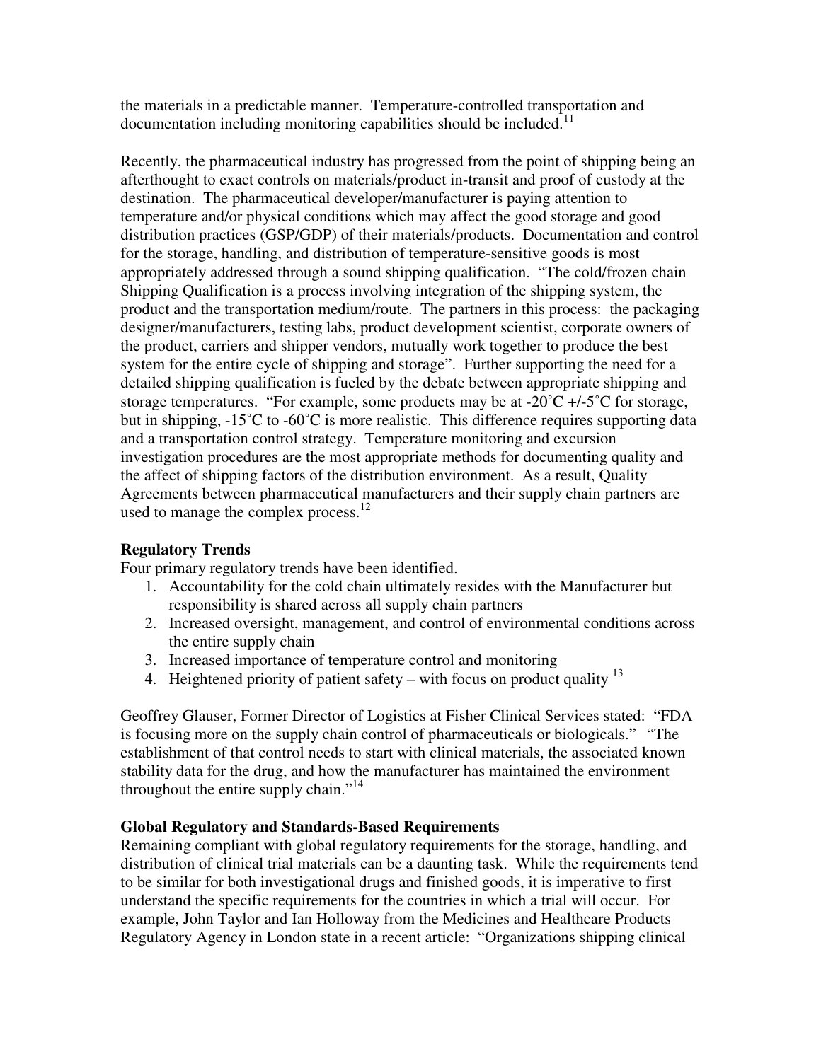the materials in a predictable manner. Temperature-controlled transportation and documentation including monitoring capabilities should be included.[11]

Recently, the pharmaceutical industry has progressed from the point of shipping being an afterthought to exact controls on materials/product in-transit and proof of custody at the destination. The pharmaceutical developer/manufacturer is paying attention to temperature and/or physical conditions which may affect the good storage and good distribution practices (GSP/GDP) of their materials/products. Documentation and control for the storage, handling, and distribution of temperature-sensitive goods is most appropriately addressed through a sound shipping qualification. "The cold/frozen chain Shipping Qualification is a process involving integration of the shipping system, the product and the transportation medium/route. The partners in this process: the packaging designer/manufacturers, testing labs, product development scientist, corporate owners of the product, carriers and shipper vendors, mutually work together to produce the best system for the entire cycle of shipping and storage". Further supporting the need for a detailed shipping qualification is fueled by the debate between appropriate shipping and storage temperatures. "For example, some products may be at -20˚C +/-5˚C for storage, but in shipping, -15˚C to -60˚C is more realistic. This difference requires supporting data and a transportation control strategy. Temperature monitoring and excursion investigation procedures are the most appropriate methods for documenting quality and the affect of shipping factors of the distribution environment. As a result, Quality Agreements between pharmaceutical manufacturers and their supply chain partners are used to manage the complex process.[12]

**Regulatory Trends**

Four primary regulatory trends have been identified.

1. Accountability for the cold chain ultimately resides with the Manufacturer but responsibility is shared across all supply chain partners
2. Increased oversight, management, and control of environmental conditions across the entire supply chain
3. Increased importance of temperature control and monitoring
4. Heightened priority of patient safety – with focus on product quality [13]

Geoffrey Glauser, Former Director of Logistics at Fisher Clinical Services stated: "FDA is focusing more on the supply chain control of pharmaceuticals or biologicals." "The establishment of that control needs to start with clinical materials, the associated known stability data for the drug, and how the manufacturer has maintained the environment throughout the entire supply chain."[14]

**Global Regulatory and Standards-Based Requirements**

Remaining compliant with global regulatory requirements for the storage, handling, and distribution of clinical trial materials can be a daunting task. While the requirements tend to be similar for both investigational drugs and finished goods, it is imperative to first understand the specific requirements for the countries in which a trial will occur. For example, John Taylor and Ian Holloway from the Medicines and Healthcare Products Regulatory Agency in London state in a recent article: "Organizations shipping clinical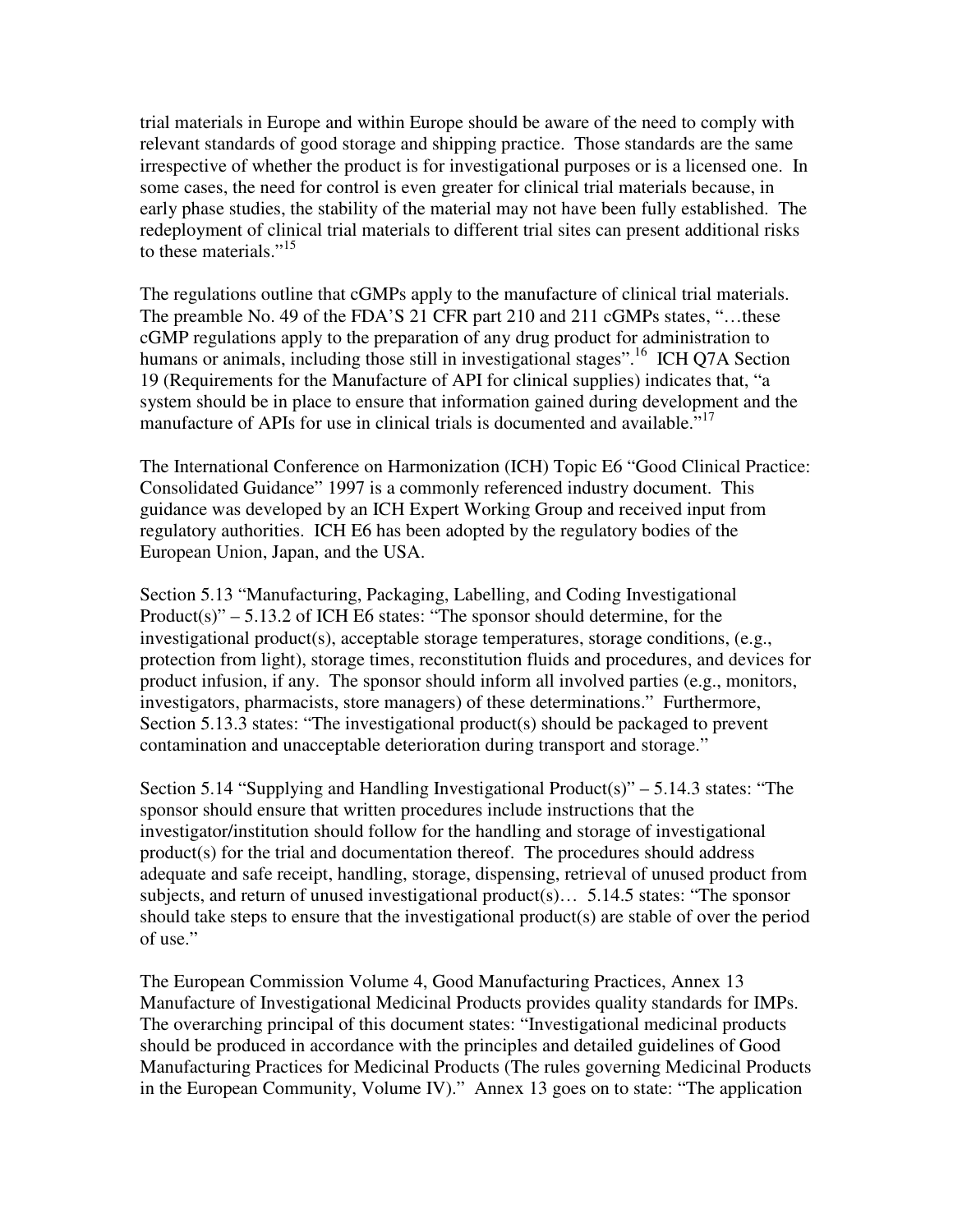trial materials in Europe and within Europe should be aware of the need to comply with relevant standards of good storage and shipping practice. Those standards are the same irrespective of whether the product is for investigational purposes or is a licensed one. In some cases, the need for control is even greater for clinical trial materials because, in early phase studies, the stability of the material may not have been fully established. The redeployment of clinical trial materials to different trial sites can present additional risks to these materials."[15]

The regulations outline that cGMPs apply to the manufacture of clinical trial materials. The preamble No. 49 of the FDA'S 21 CFR part 210 and 211 cGMPs states, "…these cGMP regulations apply to the preparation of any drug product for administration to humans or animals, including those still in investigational stages".[16] ICH Q7A Section 19 (Requirements for the Manufacture of API for clinical supplies) indicates that, "a system should be in place to ensure that information gained during development and the manufacture of APIs for use in clinical trials is documented and available."[17]

The International Conference on Harmonization (ICH) Topic E6 "Good Clinical Practice: Consolidated Guidance" 1997 is a commonly referenced industry document. This guidance was developed by an ICH Expert Working Group and received input from regulatory authorities. ICH E6 has been adopted by the regulatory bodies of the European Union, Japan, and the USA.

Section 5.13 "Manufacturing, Packaging, Labelling, and Coding Investigational Product(s)" – 5.13.2 of ICH E6 states: "The sponsor should determine, for the investigational product(s), acceptable storage temperatures, storage conditions, (e.g., protection from light), storage times, reconstitution fluids and procedures, and devices for product infusion, if any. The sponsor should inform all involved parties (e.g., monitors, investigators, pharmacists, store managers) of these determinations." Furthermore, Section 5.13.3 states: "The investigational product(s) should be packaged to prevent contamination and unacceptable deterioration during transport and storage."

Section 5.14 "Supplying and Handling Investigational Product(s)" – 5.14.3 states: "The sponsor should ensure that written procedures include instructions that the investigator/institution should follow for the handling and storage of investigational product(s) for the trial and documentation thereof. The procedures should address adequate and safe receipt, handling, storage, dispensing, retrieval of unused product from subjects, and return of unused investigational product(s)… 5.14.5 states: "The sponsor should take steps to ensure that the investigational product(s) are stable of over the period of use."

The European Commission Volume 4, Good Manufacturing Practices, Annex 13 Manufacture of Investigational Medicinal Products provides quality standards for IMPs. The overarching principal of this document states: "Investigational medicinal products should be produced in accordance with the principles and detailed guidelines of Good Manufacturing Practices for Medicinal Products (The rules governing Medicinal Products in the European Community, Volume IV)." Annex 13 goes on to state: "The application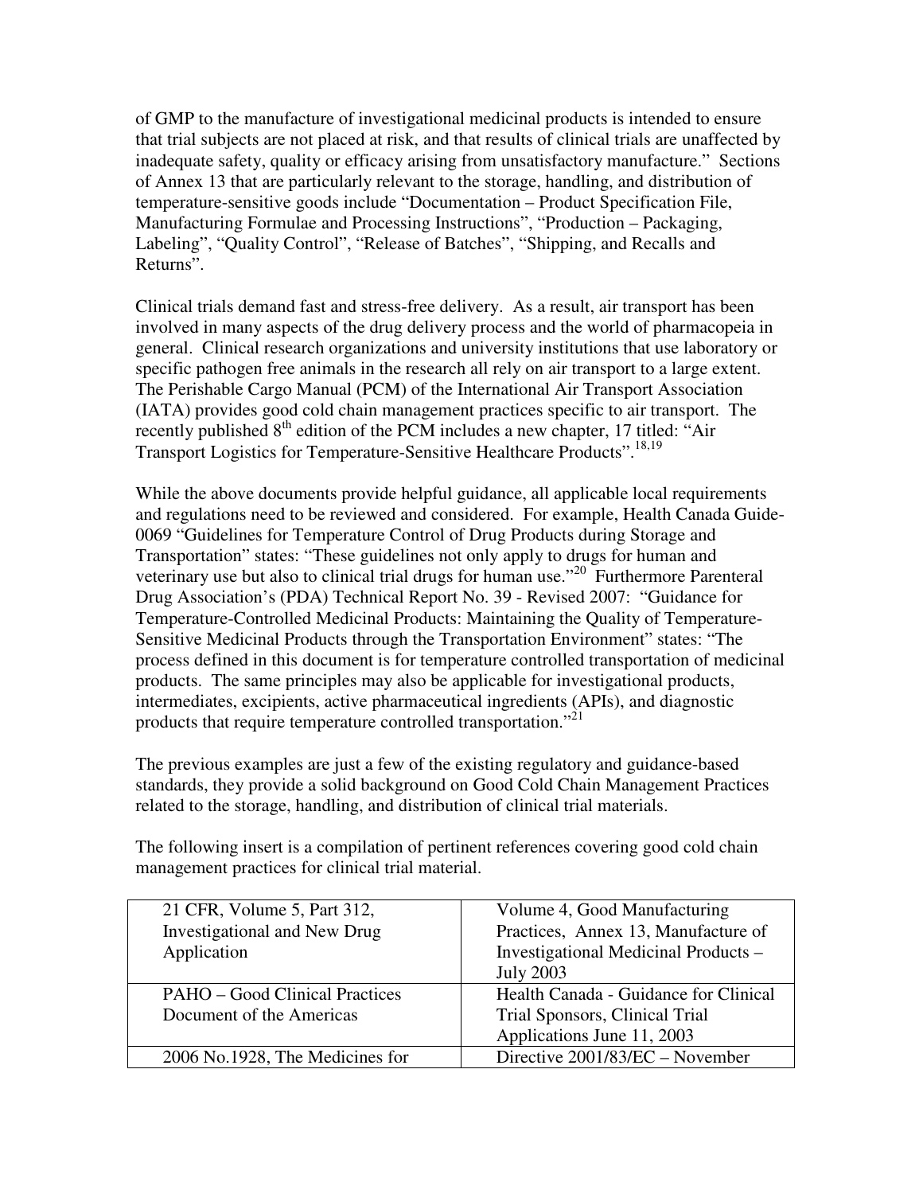of GMP to the manufacture of investigational medicinal products is intended to ensure that trial subjects are not placed at risk, and that results of clinical trials are unaffected by inadequate safety, quality or efficacy arising from unsatisfactory manufacture." Sections of Annex 13 that are particularly relevant to the storage, handling, and distribution of temperature-sensitive goods include "Documentation – Product Specification File, Manufacturing Formulae and Processing Instructions", "Production – Packaging, Labeling", "Quality Control", "Release of Batches", "Shipping, and Recalls and Returns".

Clinical trials demand fast and stress-free delivery. As a result, air transport has been involved in many aspects of the drug delivery process and the world of pharmacopeia in general. Clinical research organizations and university institutions that use laboratory or specific pathogen free animals in the research all rely on air transport to a large extent. The Perishable Cargo Manual (PCM) of the International Air Transport Association (IATA) provides good cold chain management practices specific to air transport. The recently published 8th edition of the PCM includes a new chapter, 17 titled: "Air Transport Logistics for Temperature-Sensitive Healthcare Products".[18,19]

While the above documents provide helpful guidance, all applicable local requirements and regulations need to be reviewed and considered. For example, Health Canada Guide-0069 "Guidelines for Temperature Control of Drug Products during Storage and Transportation" states: "These guidelines not only apply to drugs for human and veterinary use but also to clinical trial drugs for human use."[20] Furthermore Parenteral Drug Association's (PDA) Technical Report No. 39 - Revised 2007: "Guidance for Temperature-Controlled Medicinal Products: Maintaining the Quality of Temperature-Sensitive Medicinal Products through the Transportation Environment" states: "The process defined in this document is for temperature controlled transportation of medicinal products. The same principles may also be applicable for investigational products, intermediates, excipients, active pharmaceutical ingredients (APIs), and diagnostic products that require temperature controlled transportation."[21]

The previous examples are just a few of the existing regulatory and guidance-based standards, they provide a solid background on Good Cold Chain Management Practices related to the storage, handling, and distribution of clinical trial materials.

The following insert is a compilation of pertinent references covering good cold chain management practices for clinical trial material.

| | |
|---|---|
| 21 CFR, Volume 5, Part 312, Investigational and New Drug Application | Volume 4, Good Manufacturing Practices, Annex 13, Manufacture of Investigational Medicinal Products – July 2003 |
| PAHO – Good Clinical Practices Document of the Americas | Health Canada - Guidance for Clinical Trial Sponsors, Clinical Trial Applications June 11, 2003 |
| 2006 No.1928, The Medicines for | Directive 2001/83/EC – November |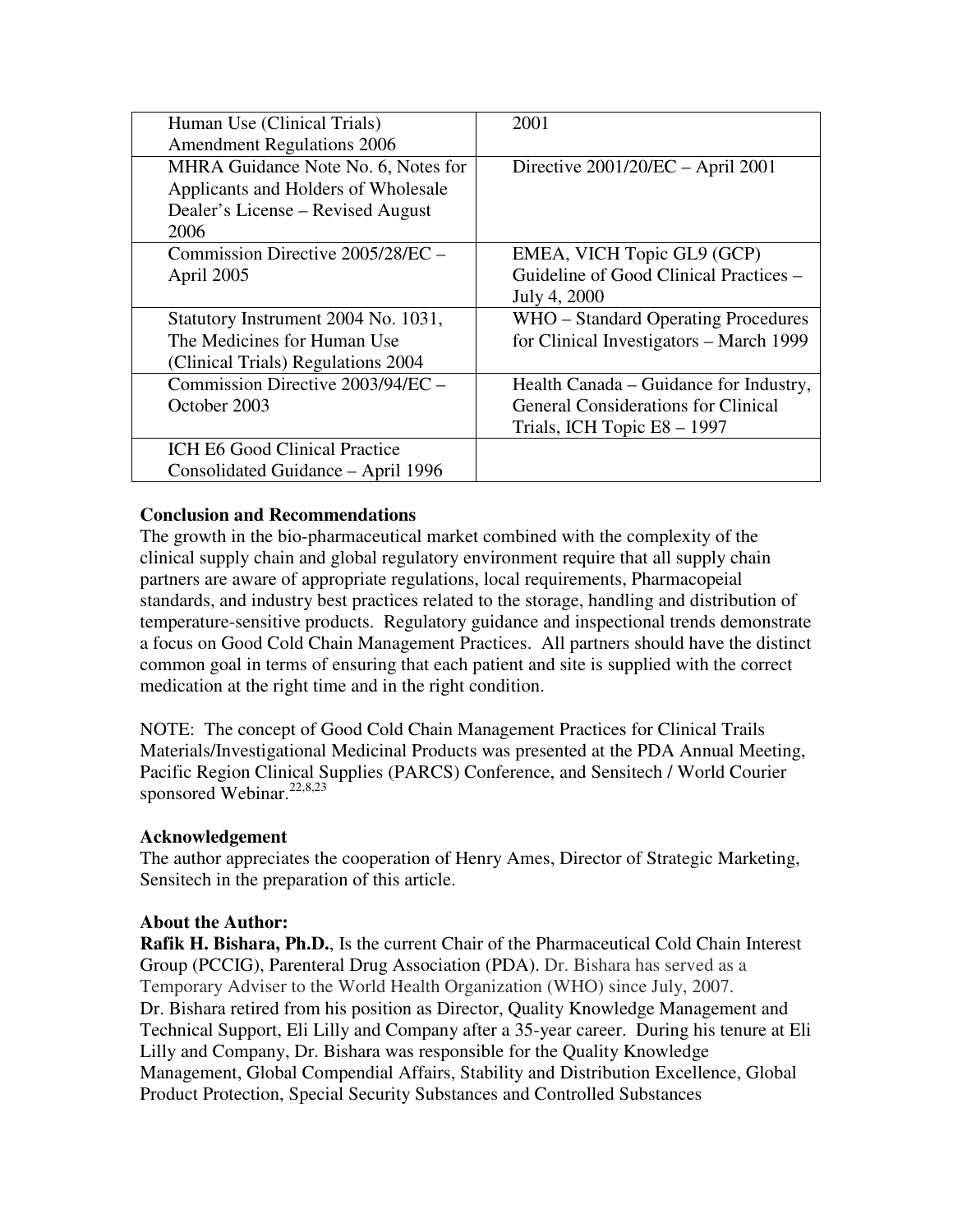| | |
|---|---|
| Human Use (Clinical Trials) Amendment Regulations 2006 | 2001 |
| MHRA Guidance Note No. 6, Notes for Applicants and Holders of Wholesale Dealer's License – Revised August 2006 | Directive 2001/20/EC – April 2001 |
| Commission Directive 2005/28/EC – April 2005 | EMEA, VICH Topic GL9 (GCP) Guideline of Good Clinical Practices – July 4, 2000 |
| Statutory Instrument 2004 No. 1031, The Medicines for Human Use (Clinical Trials) Regulations 2004 | WHO – Standard Operating Procedures for Clinical Investigators – March 1999 |
| Commission Directive 2003/94/EC – October 2003 | Health Canada – Guidance for Industry, General Considerations for Clinical Trials, ICH Topic E8 – 1997 |
| ICH E6 Good Clinical Practice Consolidated Guidance – April 1996 | |

**Conclusion and Recommendations**

The growth in the bio-pharmaceutical market combined with the complexity of the clinical supply chain and global regulatory environment require that all supply chain partners are aware of appropriate regulations, local requirements, Pharmacopeial standards, and industry best practices related to the storage, handling and distribution of temperature-sensitive products. Regulatory guidance and inspectional trends demonstrate a focus on Good Cold Chain Management Practices. All partners should have the distinct common goal in terms of ensuring that each patient and site is supplied with the correct medication at the right time and in the right condition.

NOTE: The concept of Good Cold Chain Management Practices for Clinical Trails Materials/Investigational Medicinal Products was presented at the PDA Annual Meeting, Pacific Region Clinical Supplies (PARCS) Conference, and Sensitech / World Courier sponsored Webinar.[22,8,23]

**Acknowledgement**

The author appreciates the cooperation of Henry Ames, Director of Strategic Marketing, Sensitech in the preparation of this article.

**About the Author:**

**Rafik H. Bishara, Ph.D.**, Is the current Chair of the Pharmaceutical Cold Chain Interest Group (PCCIG), Parenteral Drug Association (PDA). Dr. Bishara has served as a Temporary Adviser to the World Health Organization (WHO) since July, 2007. Dr. Bishara retired from his position as Director, Quality Knowledge Management and Technical Support, Eli Lilly and Company after a 35-year career. During his tenure at Eli Lilly and Company, Dr. Bishara was responsible for the Quality Knowledge Management, Global Compendial Affairs, Stability and Distribution Excellence, Global Product Protection, Special Security Substances and Controlled Substances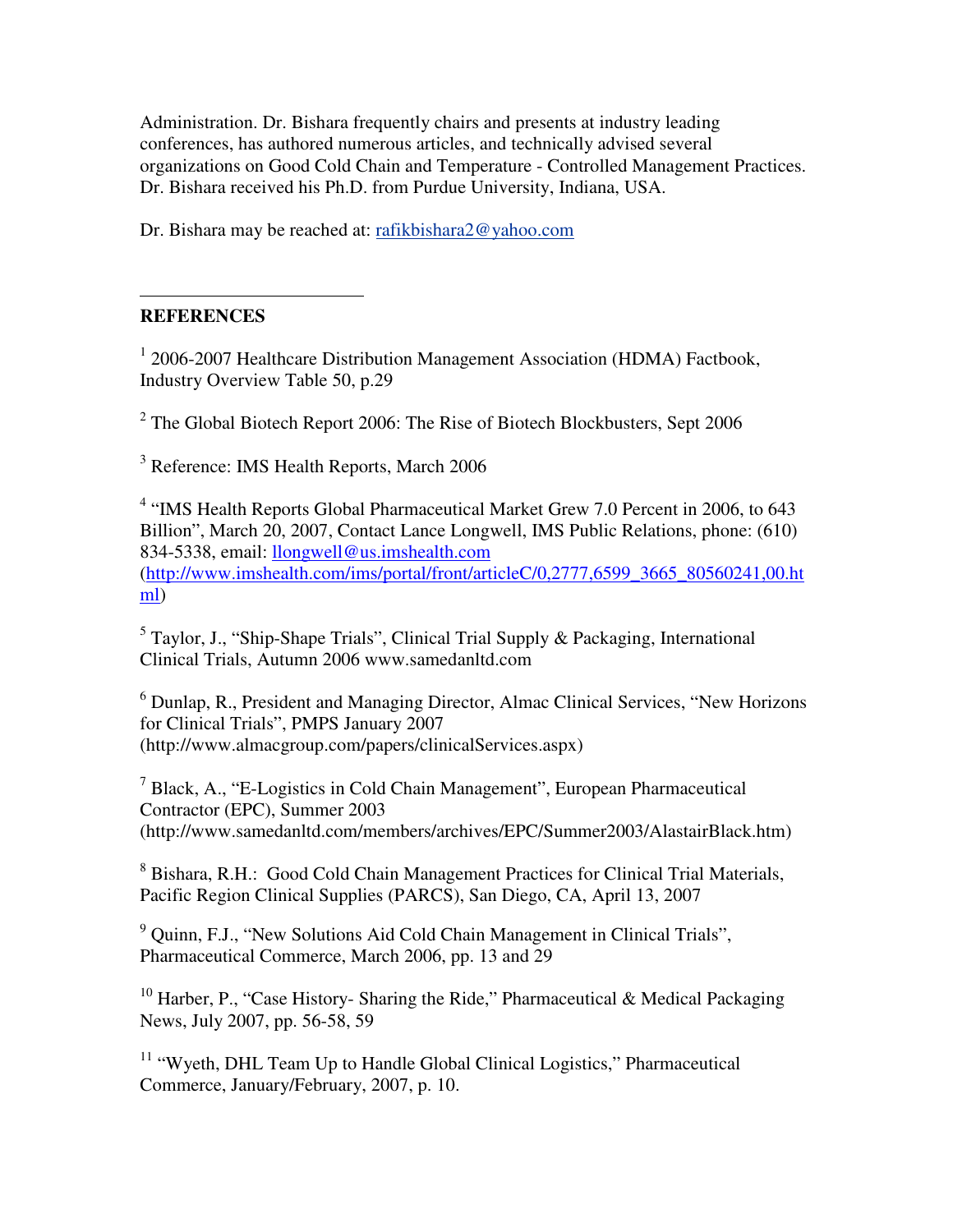Administration. Dr. Bishara frequently chairs and presents at industry leading conferences, has authored numerous articles, and technically advised several organizations on Good Cold Chain and Temperature - Controlled Management Practices. Dr. Bishara received his Ph.D. from Purdue University, Indiana, USA.

Dr. Bishara may be reached at: rafikbishara2@yahoo.com

---

**REFERENCES**

[1] 2006-2007 Healthcare Distribution Management Association (HDMA) Factbook, Industry Overview Table 50, p.29

[2] The Global Biotech Report 2006: The Rise of Biotech Blockbusters, Sept 2006

[3] Reference: IMS Health Reports, March 2006

[4] "IMS Health Reports Global Pharmaceutical Market Grew 7.0 Percent in 2006, to 643 Billion", March 20, 2007, Contact Lance Longwell, IMS Public Relations, phone: (610) 834-5338, email: llongwell@us.imshealth.com (http://www.imshealth.com/ims/portal/front/articleC/0,2777,6599_3665_80560241,00.html)

[5] Taylor, J., "Ship-Shape Trials", Clinical Trial Supply & Packaging, International Clinical Trials, Autumn 2006 www.samedanltd.com

[6] Dunlap, R., President and Managing Director, Almac Clinical Services, "New Horizons for Clinical Trials", PMPS January 2007 (http://www.almacgroup.com/papers/clinicalServices.aspx)

[7] Black, A., "E-Logistics in Cold Chain Management", European Pharmaceutical Contractor (EPC), Summer 2003 (http://www.samedanltd.com/members/archives/EPC/Summer2003/AlastairBlack.htm)

[8] Bishara, R.H.: Good Cold Chain Management Practices for Clinical Trial Materials, Pacific Region Clinical Supplies (PARCS), San Diego, CA, April 13, 2007

[9] Quinn, F.J., "New Solutions Aid Cold Chain Management in Clinical Trials", Pharmaceutical Commerce, March 2006, pp. 13 and 29

[10] Harber, P., "Case History- Sharing the Ride," Pharmaceutical & Medical Packaging News, July 2007, pp. 56-58, 59

[11] "Wyeth, DHL Team Up to Handle Global Clinical Logistics," Pharmaceutical Commerce, January/February, 2007, p. 10.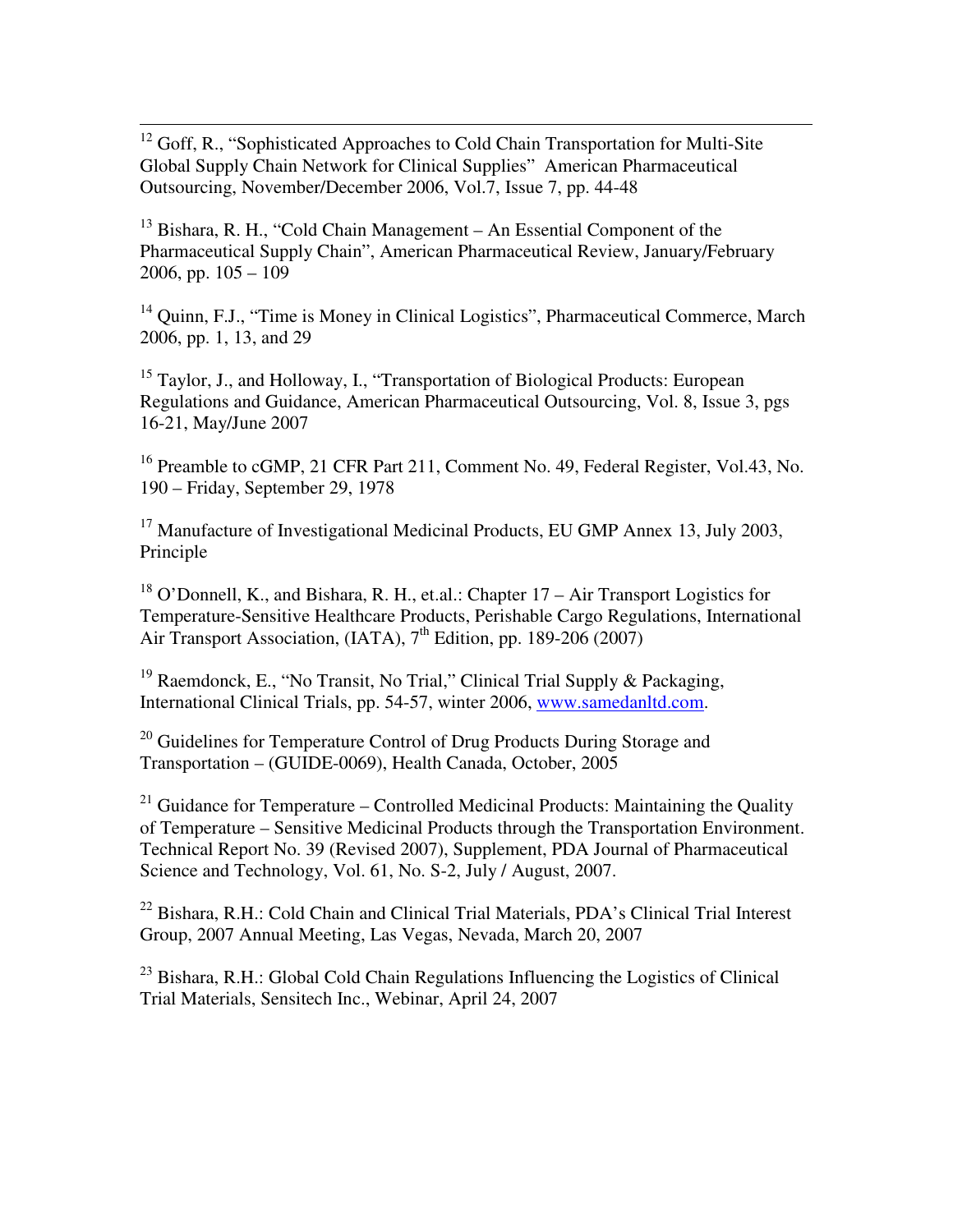[12] Goff, R., “Sophisticated Approaches to Cold Chain Transportation for Multi-Site Global Supply Chain Network for Clinical Supplies” American Pharmaceutical Outsourcing, November/December 2006, Vol.7, Issue 7, pp. 44-48

[13] Bishara, R. H., “Cold Chain Management – An Essential Component of the Pharmaceutical Supply Chain”, American Pharmaceutical Review, January/February 2006, pp. 105 – 109

[14] Quinn, F.J., “Time is Money in Clinical Logistics”, Pharmaceutical Commerce, March 2006, pp. 1, 13, and 29

[15] Taylor, J., and Holloway, I., “Transportation of Biological Products: European Regulations and Guidance, American Pharmaceutical Outsourcing, Vol. 8, Issue 3, pgs 16-21, May/June 2007

[16] Preamble to cGMP, 21 CFR Part 211, Comment No. 49, Federal Register, Vol.43, No. 190 – Friday, September 29, 1978

[17] Manufacture of Investigational Medicinal Products, EU GMP Annex 13, July 2003, Principle

[18] O’Donnell, K., and Bishara, R. H., et.al.: Chapter 17 – Air Transport Logistics for Temperature-Sensitive Healthcare Products, Perishable Cargo Regulations, International Air Transport Association, (IATA), 7th Edition, pp. 189-206 (2007)

[19] Raemdonck, E., “No Transit, No Trial,” Clinical Trial Supply & Packaging, International Clinical Trials, pp. 54-57, winter 2006, www.samedanltd.com.

[20] Guidelines for Temperature Control of Drug Products During Storage and Transportation – (GUIDE-0069), Health Canada, October, 2005

[21] Guidance for Temperature – Controlled Medicinal Products: Maintaining the Quality of Temperature – Sensitive Medicinal Products through the Transportation Environment. Technical Report No. 39 (Revised 2007), Supplement, PDA Journal of Pharmaceutical Science and Technology, Vol. 61, No. S-2, July / August, 2007.

[22] Bishara, R.H.: Cold Chain and Clinical Trial Materials, PDA’s Clinical Trial Interest Group, 2007 Annual Meeting, Las Vegas, Nevada, March 20, 2007

[23] Bishara, R.H.: Global Cold Chain Regulations Influencing the Logistics of Clinical Trial Materials, Sensitech Inc., Webinar, April 24, 2007